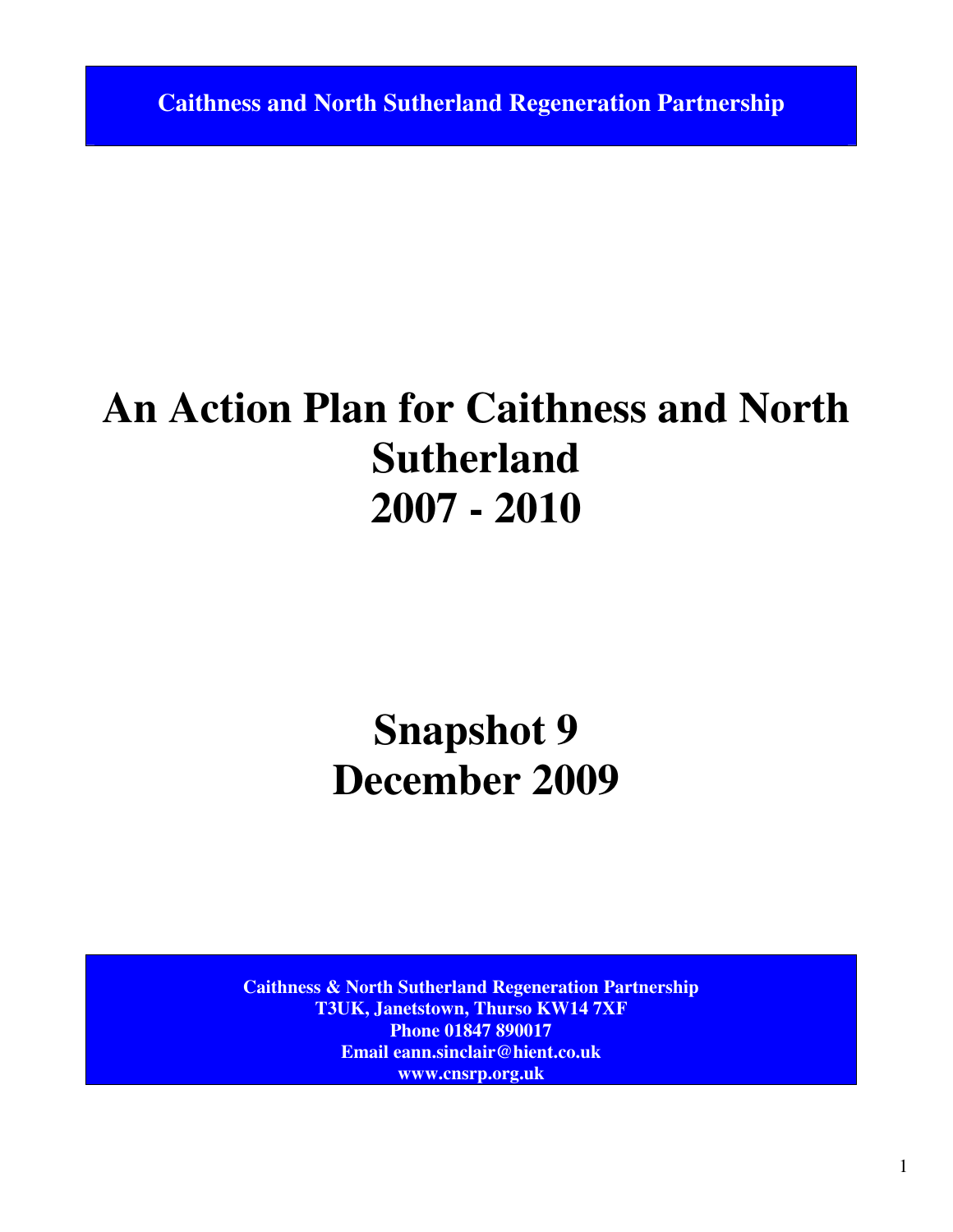**Caithness and North Sutherland Regeneration Partnership**

# An Action Plan for Caithness and North Sutherland 2007 - 2010

# Snapshot 9 December 2009

**Caithness & North Sutherland Regeneration Partnership**
**T3UK, Janetstown, Thurso KW14 7XF**
**Phone 01847 890017**
**Email eann.sinclair@hient.co.uk**
**www.cnsrp.org.uk**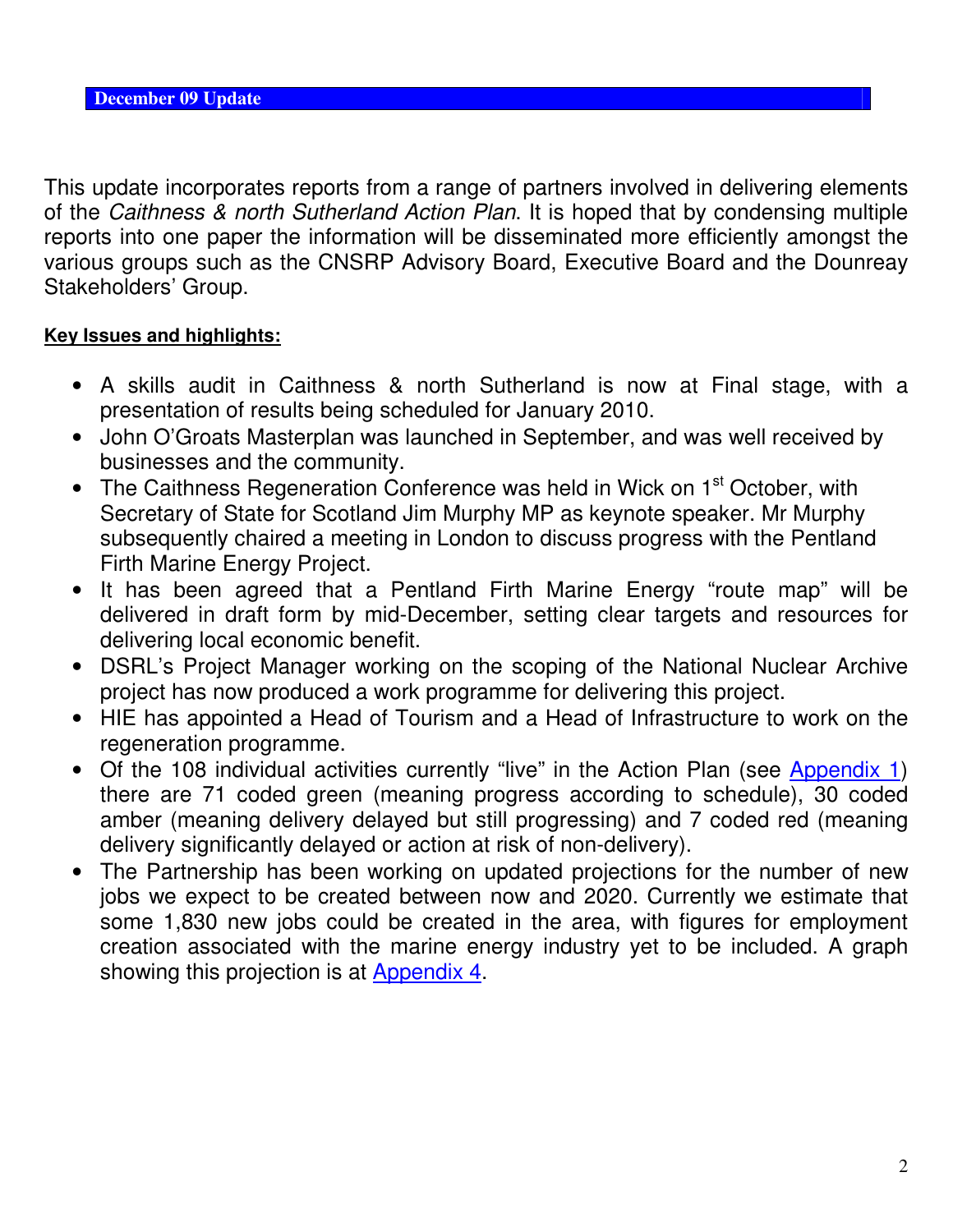**December 09 Update**

This update incorporates reports from a range of partners involved in delivering elements of the *Caithness & north Sutherland Action Plan*. It is hoped that by condensing multiple reports into one paper the information will be disseminated more efficiently amongst the various groups such as the CNSRP Advisory Board, Executive Board and the Dounreay Stakeholders' Group.

**Key Issues and highlights:**

- A skills audit in Caithness & north Sutherland is now at Final stage, with a presentation of results being scheduled for January 2010.
- John O'Groats Masterplan was launched in September, and was well received by businesses and the community.
- The Caithness Regeneration Conference was held in Wick on 1st October, with Secretary of State for Scotland Jim Murphy MP as keynote speaker. Mr Murphy subsequently chaired a meeting in London to discuss progress with the Pentland Firth Marine Energy Project.
- It has been agreed that a Pentland Firth Marine Energy "route map" will be delivered in draft form by mid-December, setting clear targets and resources for delivering local economic benefit.
- DSRL's Project Manager working on the scoping of the National Nuclear Archive project has now produced a work programme for delivering this project.
- HIE has appointed a Head of Tourism and a Head of Infrastructure to work on the regeneration programme.
- Of the 108 individual activities currently "live" in the Action Plan (see Appendix 1) there are 71 coded green (meaning progress according to schedule), 30 coded amber (meaning delivery delayed but still progressing) and 7 coded red (meaning delivery significantly delayed or action at risk of non-delivery).
- The Partnership has been working on updated projections for the number of new jobs we expect to be created between now and 2020. Currently we estimate that some 1,830 new jobs could be created in the area, with figures for employment creation associated with the marine energy industry yet to be included. A graph showing this projection is at Appendix 4.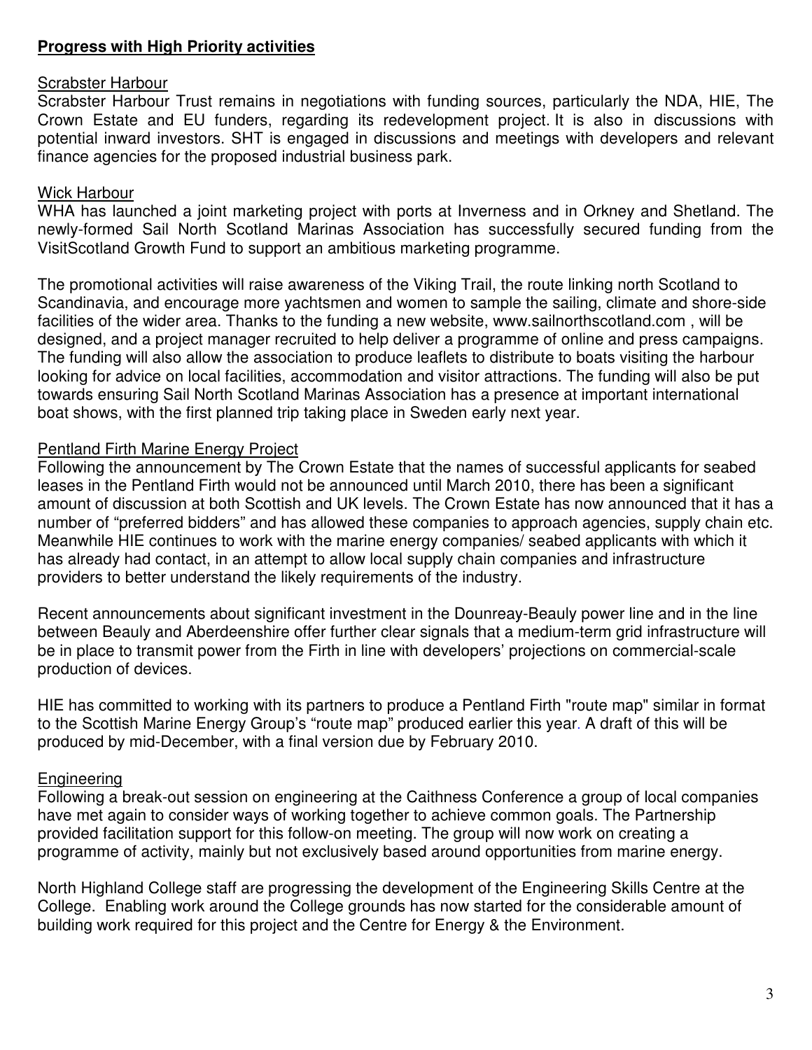## **Progress with High Priority activities**

### Scrabster Harbour

Scrabster Harbour Trust remains in negotiations with funding sources, particularly the NDA, HIE, The Crown Estate and EU funders, regarding its redevelopment project. It is also in discussions with potential inward investors. SHT is engaged in discussions and meetings with developers and relevant finance agencies for the proposed industrial business park.

### Wick Harbour

WHA has launched a joint marketing project with ports at Inverness and in Orkney and Shetland. The newly-formed Sail North Scotland Marinas Association has successfully secured funding from the VisitScotland Growth Fund to support an ambitious marketing programme.

The promotional activities will raise awareness of the Viking Trail, the route linking north Scotland to Scandinavia, and encourage more yachtsmen and women to sample the sailing, climate and shore-side facilities of the wider area. Thanks to the funding a new website, www.sailnorthscotland.com , will be designed, and a project manager recruited to help deliver a programme of online and press campaigns. The funding will also allow the association to produce leaflets to distribute to boats visiting the harbour looking for advice on local facilities, accommodation and visitor attractions. The funding will also be put towards ensuring Sail North Scotland Marinas Association has a presence at important international boat shows, with the first planned trip taking place in Sweden early next year.

### Pentland Firth Marine Energy Project

Following the announcement by The Crown Estate that the names of successful applicants for seabed leases in the Pentland Firth would not be announced until March 2010, there has been a significant amount of discussion at both Scottish and UK levels. The Crown Estate has now announced that it has a number of "preferred bidders" and has allowed these companies to approach agencies, supply chain etc. Meanwhile HIE continues to work with the marine energy companies/ seabed applicants with which it has already had contact, in an attempt to allow local supply chain companies and infrastructure providers to better understand the likely requirements of the industry.

Recent announcements about significant investment in the Dounreay-Beauly power line and in the line between Beauly and Aberdeenshire offer further clear signals that a medium-term grid infrastructure will be in place to transmit power from the Firth in line with developers' projections on commercial-scale production of devices.

HIE has committed to working with its partners to produce a Pentland Firth "route map" similar in format to the Scottish Marine Energy Group's "route map" produced earlier this year. A draft of this will be produced by mid-December, with a final version due by February 2010.

### Engineering

Following a break-out session on engineering at the Caithness Conference a group of local companies have met again to consider ways of working together to achieve common goals. The Partnership provided facilitation support for this follow-on meeting. The group will now work on creating a programme of activity, mainly but not exclusively based around opportunities from marine energy.

North Highland College staff are progressing the development of the Engineering Skills Centre at the College. Enabling work around the College grounds has now started for the considerable amount of building work required for this project and the Centre for Energy & the Environment.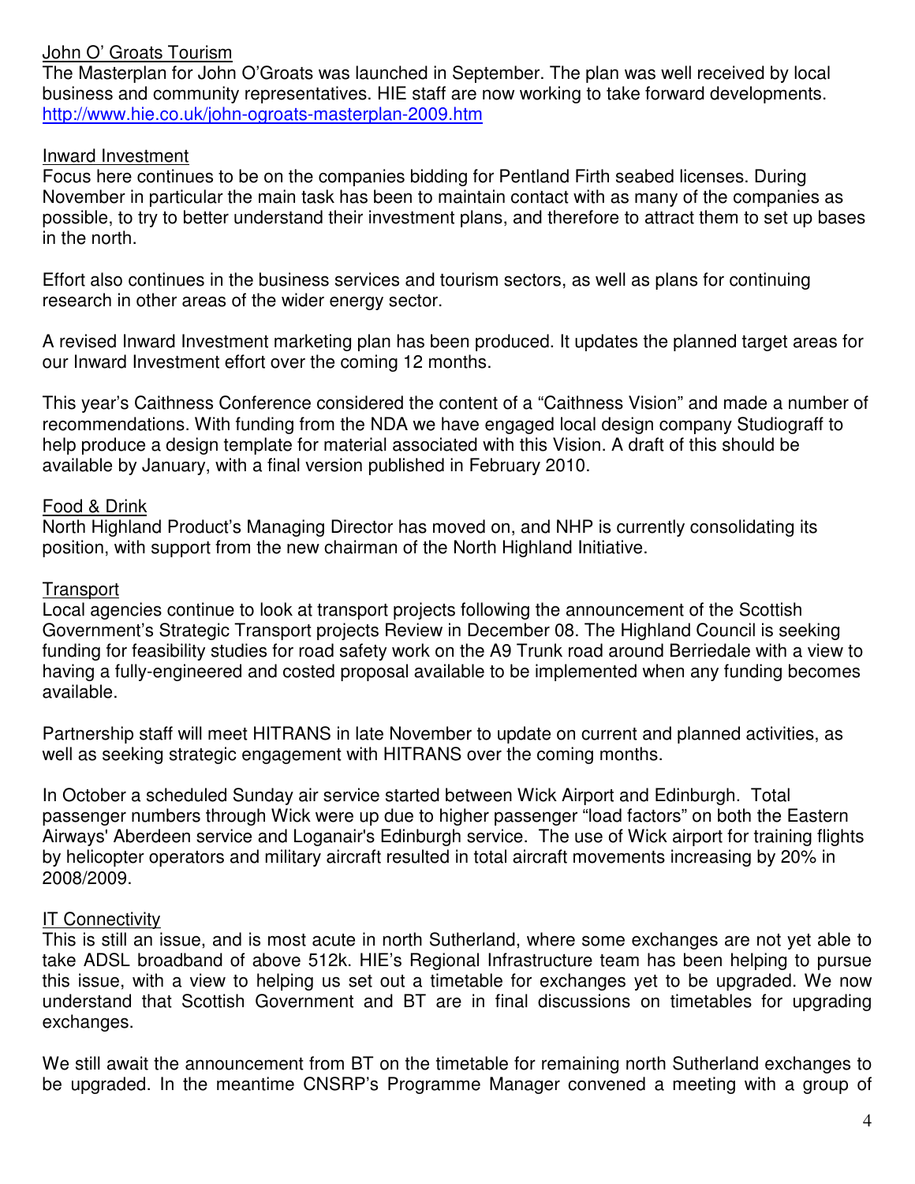<u>John O' Groats Tourism</u>

The Masterplan for John O'Groats was launched in September. The plan was well received by local business and community representatives. HIE staff are now working to take forward developments. http://www.hie.co.uk/john-ogroats-masterplan-2009.htm

<u>Inward Investment</u>

Focus here continues to be on the companies bidding for Pentland Firth seabed licenses. During November in particular the main task has been to maintain contact with as many of the companies as possible, to try to better understand their investment plans, and therefore to attract them to set up bases in the north.

Effort also continues in the business services and tourism sectors, as well as plans for continuing research in other areas of the wider energy sector.

A revised Inward Investment marketing plan has been produced. It updates the planned target areas for our Inward Investment effort over the coming 12 months.

This year's Caithness Conference considered the content of a "Caithness Vision" and made a number of recommendations. With funding from the NDA we have engaged local design company Studiograff to help produce a design template for material associated with this Vision. A draft of this should be available by January, with a final version published in February 2010.

<u>Food & Drink</u>

North Highland Product's Managing Director has moved on, and NHP is currently consolidating its position, with support from the new chairman of the North Highland Initiative.

<u>Transport</u>

Local agencies continue to look at transport projects following the announcement of the Scottish Government's Strategic Transport projects Review in December 08. The Highland Council is seeking funding for feasibility studies for road safety work on the A9 Trunk road around Berriedale with a view to having a fully-engineered and costed proposal available to be implemented when any funding becomes available.

Partnership staff will meet HITRANS in late November to update on current and planned activities, as well as seeking strategic engagement with HITRANS over the coming months.

In October a scheduled Sunday air service started between Wick Airport and Edinburgh. Total passenger numbers through Wick were up due to higher passenger "load factors" on both the Eastern Airways' Aberdeen service and Loganair's Edinburgh service. The use of Wick airport for training flights by helicopter operators and military aircraft resulted in total aircraft movements increasing by 20% in 2008/2009.

<u>IT Connectivity</u>

This is still an issue, and is most acute in north Sutherland, where some exchanges are not yet able to take ADSL broadband of above 512k. HIE's Regional Infrastructure team has been helping to pursue this issue, with a view to helping us set out a timetable for exchanges yet to be upgraded. We now understand that Scottish Government and BT are in final discussions on timetables for upgrading exchanges.

We still await the announcement from BT on the timetable for remaining north Sutherland exchanges to be upgraded. In the meantime CNSRP's Programme Manager convened a meeting with a group of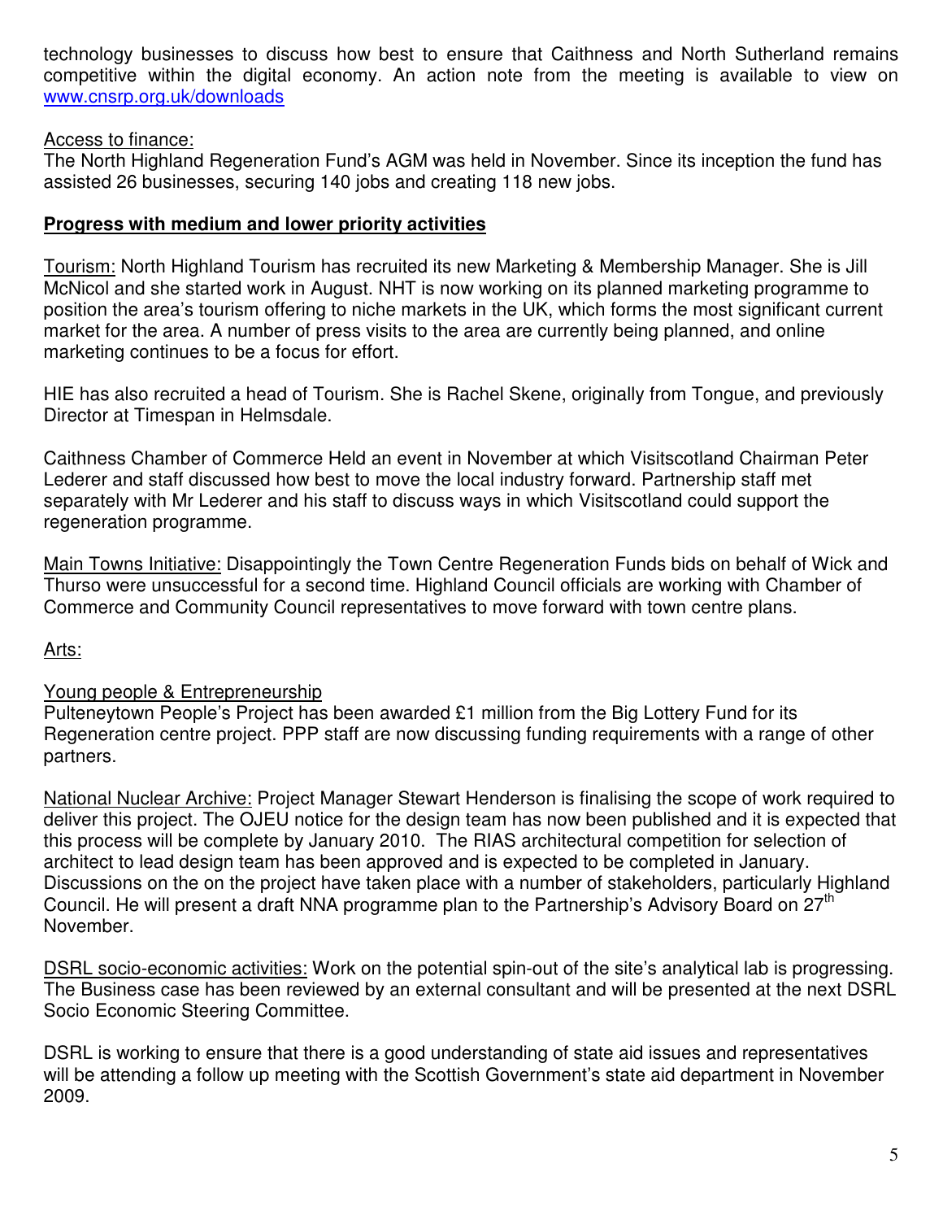technology businesses to discuss how best to ensure that Caithness and North Sutherland remains competitive within the digital economy. An action note from the meeting is available to view on www.cnsrp.org.uk/downloads

Access to finance:
The North Highland Regeneration Fund's AGM was held in November. Since its inception the fund has assisted 26 businesses, securing 140 jobs and creating 118 new jobs.

**Progress with medium and lower priority activities**

Tourism: North Highland Tourism has recruited its new Marketing & Membership Manager. She is Jill McNicol and she started work in August. NHT is now working on its planned marketing programme to position the area's tourism offering to niche markets in the UK, which forms the most significant current market for the area. A number of press visits to the area are currently being planned, and online marketing continues to be a focus for effort.

HIE has also recruited a head of Tourism. She is Rachel Skene, originally from Tongue, and previously Director at Timespan in Helmsdale.

Caithness Chamber of Commerce Held an event in November at which Visitscotland Chairman Peter Lederer and staff discussed how best to move the local industry forward. Partnership staff met separately with Mr Lederer and his staff to discuss ways in which Visitscotland could support the regeneration programme.

Main Towns Initiative: Disappointingly the Town Centre Regeneration Funds bids on behalf of Wick and Thurso were unsuccessful for a second time. Highland Council officials are working with Chamber of Commerce and Community Council representatives to move forward with town centre plans.

Arts:

Young people & Entrepreneurship
Pulteneytown People's Project has been awarded £1 million from the Big Lottery Fund for its Regeneration centre project. PPP staff are now discussing funding requirements with a range of other partners.

National Nuclear Archive: Project Manager Stewart Henderson is finalising the scope of work required to deliver this project. The OJEU notice for the design team has now been published and it is expected that this process will be complete by January 2010. The RIAS architectural competition for selection of architect to lead design team has been approved and is expected to be completed in January. Discussions on the on the project have taken place with a number of stakeholders, particularly Highland Council. He will present a draft NNA programme plan to the Partnership's Advisory Board on 27th November.

DSRL socio-economic activities: Work on the potential spin-out of the site's analytical lab is progressing. The Business case has been reviewed by an external consultant and will be presented at the next DSRL Socio Economic Steering Committee.

DSRL is working to ensure that there is a good understanding of state aid issues and representatives will be attending a follow up meeting with the Scottish Government's state aid department in November 2009.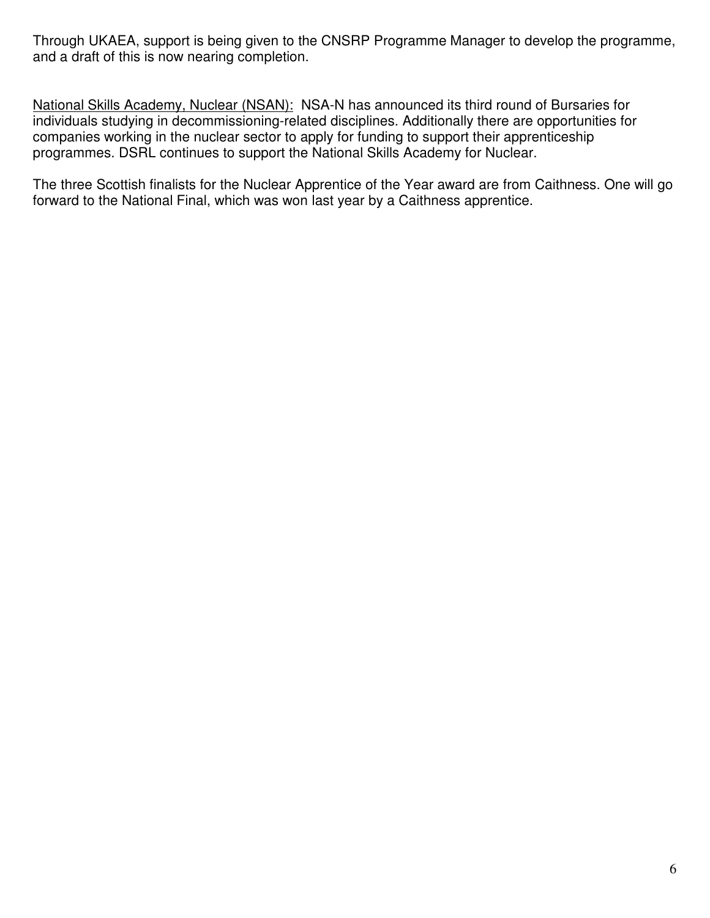Through UKAEA, support is being given to the CNSRP Programme Manager to develop the programme, and a draft of this is now nearing completion.

<u>National Skills Academy, Nuclear (NSAN):</u> NSA-N has announced its third round of Bursaries for individuals studying in decommissioning-related disciplines. Additionally there are opportunities for companies working in the nuclear sector to apply for funding to support their apprenticeship programmes. DSRL continues to support the National Skills Academy for Nuclear.

The three Scottish finalists for the Nuclear Apprentice of the Year award are from Caithness. One will go forward to the National Final, which was won last year by a Caithness apprentice.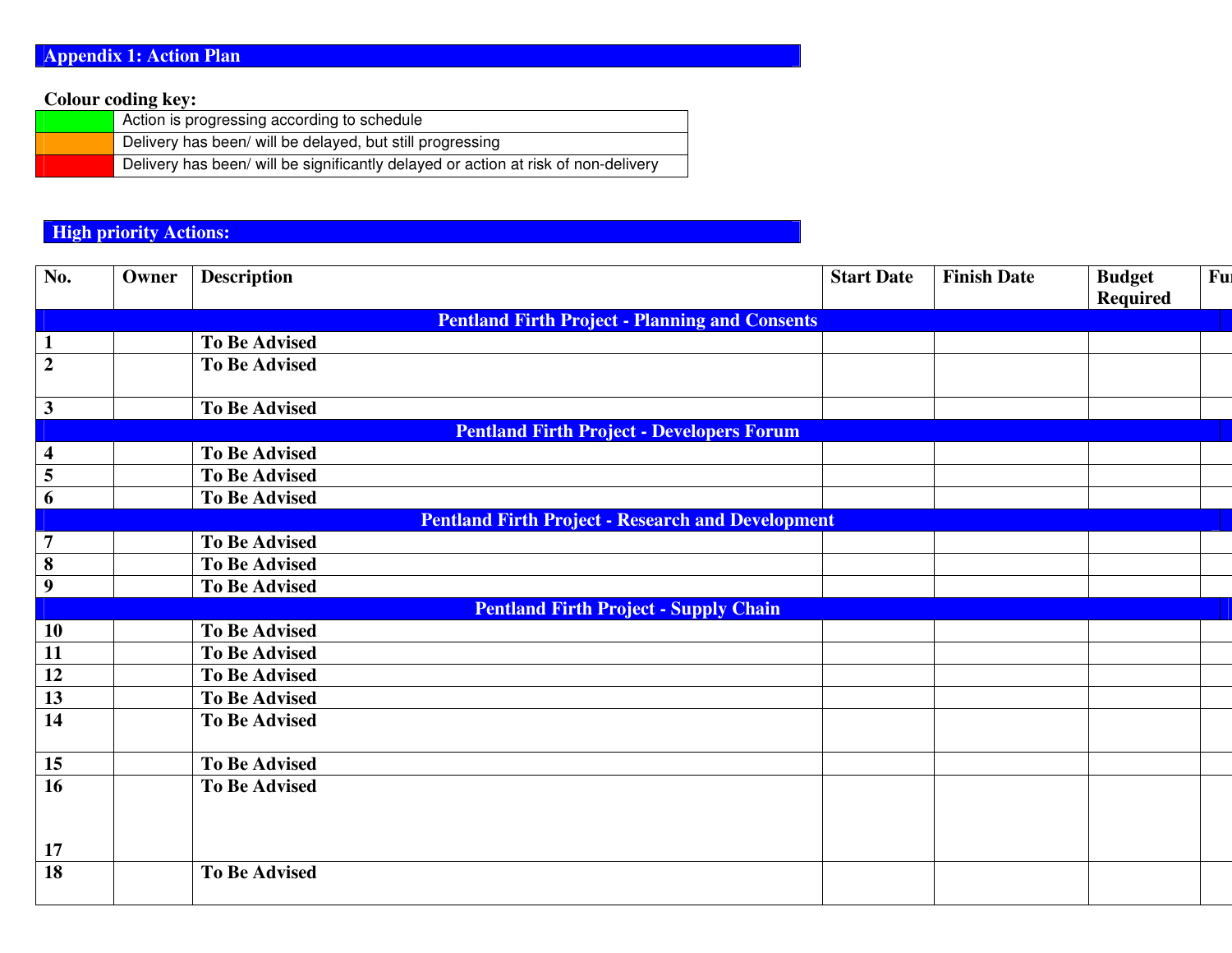## Appendix 1: Action Plan

**Colour coding key:**

| Colour | Meaning |
|---|---|
| Green | Action is progressing according to schedule |
| Orange | Delivery has been/ will be delayed, but still progressing |
| Red | Delivery has been/ will be significantly delayed or action at risk of non-delivery |

## High priority Actions:

| No. | Owner | Description | Start Date | Finish Date | Budget Required | Fu |
|---|---|---|---|---|---|---|
| **Pentland Firth Project - Planning and Consents** | | | | | | |
| 1 | | To Be Advised | | | | |
| 2 | | To Be Advised | | | | |
| 3 | | To Be Advised | | | | |
| **Pentland Firth Project - Developers Forum** | | | | | | |
| 4 | | To Be Advised | | | | |
| 5 | | To Be Advised | | | | |
| 6 | | To Be Advised | | | | |
| **Pentland Firth Project - Research and Development** | | | | | | |
| 7 | | To Be Advised | | | | |
| 8 | | To Be Advised | | | | |
| 9 | | To Be Advised | | | | |
| **Pentland Firth Project - Supply Chain** | | | | | | |
| 10 | | To Be Advised | | | | |
| 11 | | To Be Advised | | | | |
| 12 | | To Be Advised | | | | |
| 13 | | To Be Advised | | | | |
| 14 | | To Be Advised | | | | |
| 15 | | To Be Advised | | | | |
| 16<br>17 | | To Be Advised | | | | |
| 18 | | To Be Advised | | | | |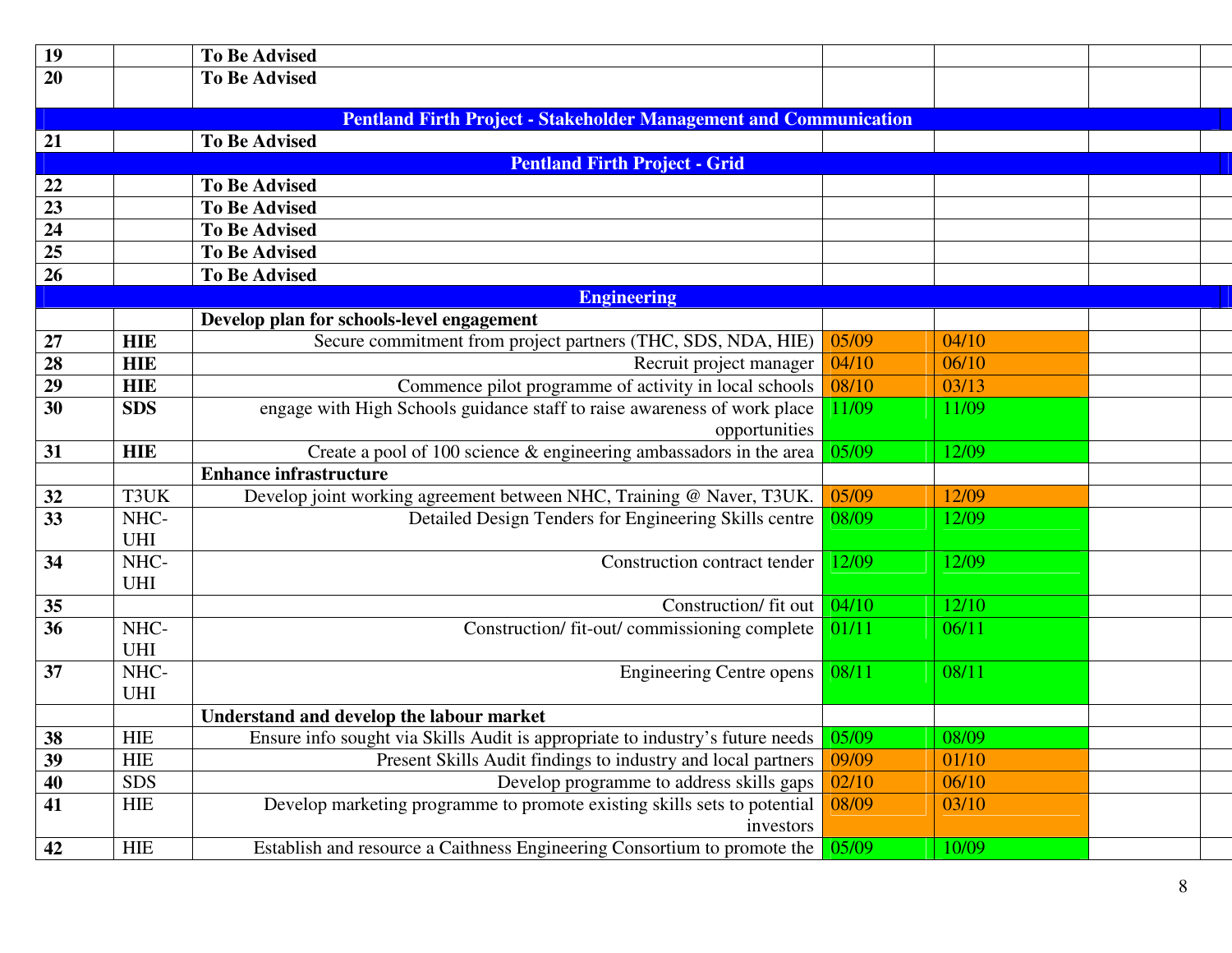| | | | | | | |
|---|---|---|---|---|---|---|
| **19** | | **To Be Advised** | | | | |
| **20** | | **To Be Advised** | | | | |
| **Pentland Firth Project - Stakeholder Management and Communication** | | | | | | |
| **21** | | **To Be Advised** | | | | |
| **Pentland Firth Project - Grid** | | | | | | |
| **22** | | **To Be Advised** | | | | |
| **23** | | **To Be Advised** | | | | |
| **24** | | **To Be Advised** | | | | |
| **25** | | **To Be Advised** | | | | |
| **26** | | **To Be Advised** | | | | |
| **Engineering** | | | | | | |
| | | **Develop plan for schools-level engagement** | | | | |
| **27** | **HIE** | Secure commitment from project partners (THC, SDS, NDA, HIE) | 05/09 | 04/10 | | |
| **28** | **HIE** | Recruit project manager | 04/10 | 06/10 | | |
| **29** | **HIE** | Commence pilot programme of activity in local schools | 08/10 | 03/13 | | |
| **30** | **SDS** | engage with High Schools guidance staff to raise awareness of work place opportunities | 11/09 | 11/09 | | |
| **31** | **HIE** | Create a pool of 100 science & engineering ambassadors in the area | 05/09 | 12/09 | | |
| | | **Enhance infrastructure** | | | | |
| **32** | T3UK | Develop joint working agreement between NHC, Training @ Naver, T3UK. | 05/09 | 12/09 | | |
| **33** | NHC-UHI | Detailed Design Tenders for Engineering Skills centre | 08/09 | 12/09 | | |
| **34** | NHC-UHI | Construction contract tender | 12/09 | 12/09 | | |
| **35** | | Construction/ fit out | 04/10 | 12/10 | | |
| **36** | NHC-UHI | Construction/ fit-out/ commissioning complete | 01/11 | 06/11 | | |
| **37** | NHC-UHI | Engineering Centre opens | 08/11 | 08/11 | | |
| | | **Understand and develop the labour market** | | | | |
| **38** | HIE | Ensure info sought via Skills Audit is appropriate to industry's future needs | 05/09 | 08/09 | | |
| **39** | HIE | Present Skills Audit findings to industry and local partners | 09/09 | 01/10 | | |
| **40** | SDS | Develop programme to address skills gaps | 02/10 | 06/10 | | |
| **41** | HIE | Develop marketing programme to promote existing skills sets to potential investors | 08/09 | 03/10 | | |
| **42** | HIE | Establish and resource a Caithness Engineering Consortium to promote the | 05/09 | 10/09 | | |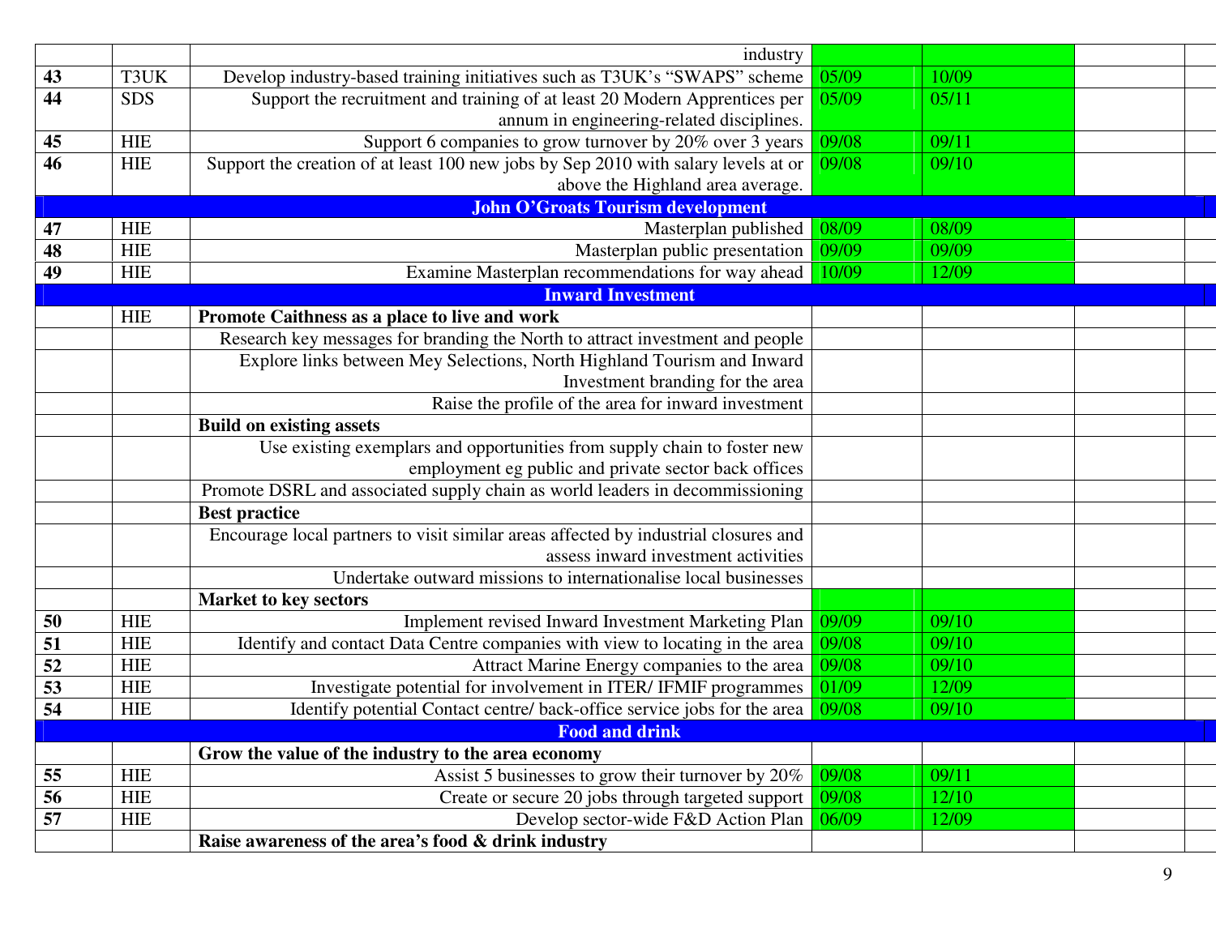| | | | | | | |
|---|---|---|---|---|---|---|
| | | industry | | | | |
| **43** | T3UK | Develop industry-based training initiatives such as T3UK's "SWAPS" scheme | 05/09 | 10/09 | | |
| **44** | SDS | Support the recruitment and training of at least 20 Modern Apprentices per annum in engineering-related disciplines. | 05/09 | 05/11 | | |
| **45** | HIE | Support 6 companies to grow turnover by 20% over 3 years | 09/08 | 09/11 | | |
| **46** | HIE | Support the creation of at least 100 new jobs by Sep 2010 with salary levels at or above the Highland area average. | 09/08 | 09/10 | | |
| | | **John O'Groats Tourism development** | | | | |
| **47** | HIE | Masterplan published | 08/09 | 08/09 | | |
| **48** | HIE | Masterplan public presentation | 09/09 | 09/09 | | |
| **49** | HIE | Examine Masterplan recommendations for way ahead | 10/09 | 12/09 | | |
| | | **Inward Investment** | | | | |
| | HIE | **Promote Caithness as a place to live and work** | | | | |
| | | Research key messages for branding the North to attract investment and people | | | | |
| | | Explore links between Mey Selections, North Highland Tourism and Inward Investment branding for the area | | | | |
| | | Raise the profile of the area for inward investment | | | | |
| | | **Build on existing assets** | | | | |
| | | Use existing exemplars and opportunities from supply chain to foster new employment eg public and private sector back offices | | | | |
| | | Promote DSRL and associated supply chain as world leaders in decommissioning | | | | |
| | | **Best practice** | | | | |
| | | Encourage local partners to visit similar areas affected by industrial closures and assess inward investment activities | | | | |
| | | Undertake outward missions to internationalise local businesses | | | | |
| | | **Market to key sectors** | | | | |
| **50** | HIE | Implement revised Inward Investment Marketing Plan | 09/09 | 09/10 | | |
| **51** | HIE | Identify and contact Data Centre companies with view to locating in the area | 09/08 | 09/10 | | |
| **52** | HIE | Attract Marine Energy companies to the area | 09/08 | 09/10 | | |
| **53** | HIE | Investigate potential for involvement in ITER/ IFMIF programmes | 01/09 | 12/09 | | |
| **54** | HIE | Identify potential Contact centre/ back-office service jobs for the area | 09/08 | 09/10 | | |
| | | **Food and drink** | | | | |
| | | **Grow the value of the industry to the area economy** | | | | |
| **55** | HIE | Assist 5 businesses to grow their turnover by 20% | 09/08 | 09/11 | | |
| **56** | HIE | Create or secure 20 jobs through targeted support | 09/08 | 12/10 | | |
| **57** | HIE | Develop sector-wide F&D Action Plan | 06/09 | 12/09 | | |
| | | **Raise awareness of the area's food & drink industry** | | | | |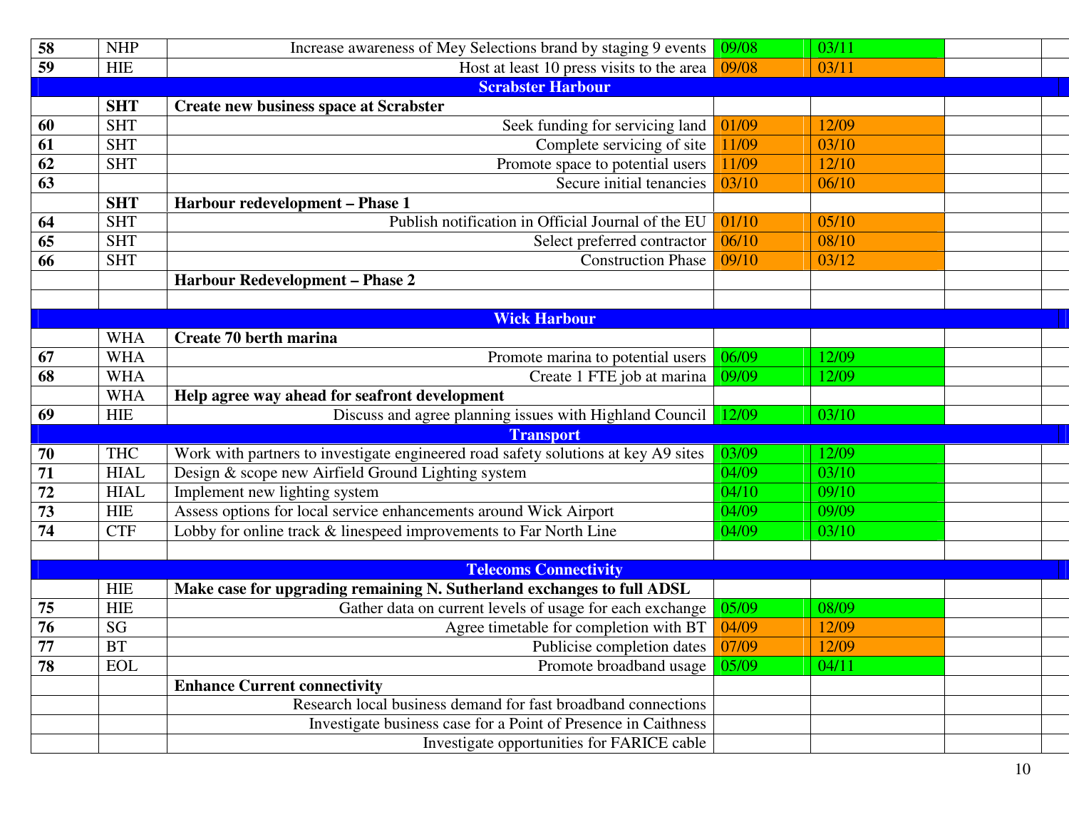| | | | | | | |
|---|---|---|---|---|---|---|
| **58** | NHP | Increase awareness of Mey Selections brand by staging 9 events | 09/08 | 03/11 | | |
| **59** | HIE | Host at least 10 press visits to the area | 09/08 | 03/11 | | |
| | | **Scrabster Harbour** | | | | |
| | **SHT** | **Create new business space at Scrabster** | | | | |
| **60** | SHT | Seek funding for servicing land | 01/09 | 12/09 | | |
| **61** | SHT | Complete servicing of site | 11/09 | 03/10 | | |
| **62** | SHT | Promote space to potential users | 11/09 | 12/10 | | |
| **63** | | Secure initial tenancies | 03/10 | 06/10 | | |
| | **SHT** | **Harbour redevelopment – Phase 1** | | | | |
| **64** | SHT | Publish notification in Official Journal of the EU | 01/10 | 05/10 | | |
| **65** | SHT | Select preferred contractor | 06/10 | 08/10 | | |
| **66** | SHT | Construction Phase | 09/10 | 03/12 | | |
| | | **Harbour Redevelopment – Phase 2** | | | | |
| | | | | | | |
| | | **Wick Harbour** | | | | |
| | WHA | **Create 70 berth marina** | | | | |
| **67** | WHA | Promote marina to potential users | 06/09 | 12/09 | | |
| **68** | WHA | Create 1 FTE job at marina | 09/09 | 12/09 | | |
| | WHA | **Help agree way ahead for seafront development** | | | | |
| **69** | HIE | Discuss and agree planning issues with Highland Council | 12/09 | 03/10 | | |
| | | **Transport** | | | | |
| **70** | THC | Work with partners to investigate engineered road safety solutions at key A9 sites | 03/09 | 12/09 | | |
| **71** | HIAL | Design & scope new Airfield Ground Lighting system | 04/09 | 03/10 | | |
| **72** | HIAL | Implement new lighting system | 04/10 | 09/10 | | |
| **73** | HIE | Assess options for local service enhancements around Wick Airport | 04/09 | 09/09 | | |
| **74** | CTF | Lobby for online track & linespeed improvements to Far North Line | 04/09 | 03/10 | | |
| | | | | | | |
| | | **Telecoms Connectivity** | | | | |
| | HIE | **Make case for upgrading remaining N. Sutherland exchanges to full ADSL** | | | | |
| **75** | HIE | Gather data on current levels of usage for each exchange | 05/09 | 08/09 | | |
| **76** | SG | Agree timetable for completion with BT | 04/09 | 12/09 | | |
| **77** | BT | Publicise completion dates | 07/09 | 12/09 | | |
| **78** | EOL | Promote broadband usage | 05/09 | 04/11 | | |
| | | **Enhance Current connectivity** | | | | |
| | | Research local business demand for fast broadband connections | | | | |
| | | Investigate business case for a Point of Presence in Caithness | | | | |
| | | Investigate opportunities for FARICE cable | | | | |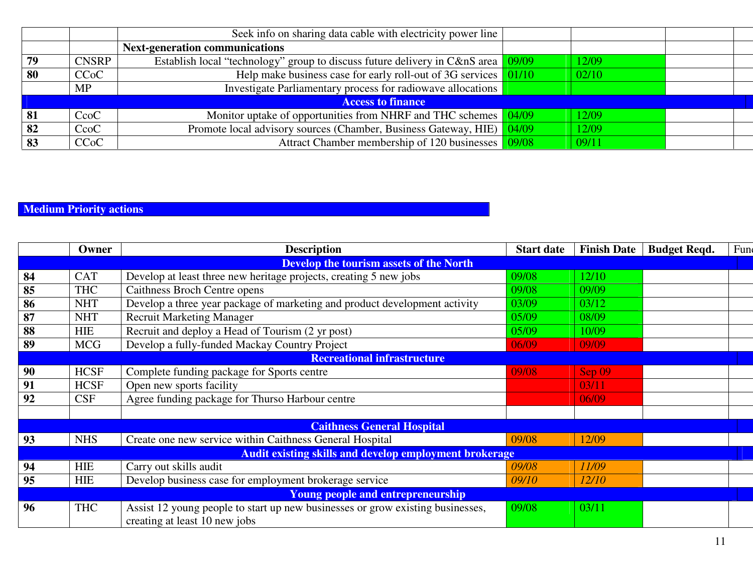| | | | | | | |
|---|---|---|---|---|---|---|
| | | Seek info on sharing data cable with electricity power line | | | | |
| | | **Next-generation communications** | | | | |
| **79** | CNSRP | Establish local "technology" group to discuss future delivery in C&nS area | 09/09 | 12/09 | | |
| **80** | CCoC | Help make business case for early roll-out of 3G services | 01/10 | 02/10 | | |
| | MP | Investigate Parliamentary process for radiowave allocations | | | | |
| | | **Access to finance** | | | | |
| **81** | CcoC | Monitor uptake of opportunities from NHRF and THC schemes | 04/09 | 12/09 | | |
| **82** | CcoC | Promote local advisory sources (Chamber, Business Gateway, HIE) | 04/09 | 12/09 | | |
| **83** | CCoC | Attract Chamber membership of 120 businesses | 09/08 | 09/11 | | |

## Medium Priority actions

| | Owner | Description | Start date | Finish Date | Budget Reqd. | Fund |
|---|---|---|---|---|---|---|
| | | **Develop the tourism assets of the North** | | | | |
| **84** | CAT | Develop at least three new heritage projects, creating 5 new jobs | 09/08 | 12/10 | | |
| **85** | THC | Caithness Broch Centre opens | 09/08 | 09/09 | | |
| **86** | NHT | Develop a three year package of marketing and product development activity | 03/09 | 03/12 | | |
| **87** | NHT | Recruit Marketing Manager | 05/09 | 08/09 | | |
| **88** | HIE | Recruit and deploy a Head of Tourism (2 yr post) | 05/09 | 10/09 | | |
| **89** | MCG | Develop a fully-funded Mackay Country Project | 06/09 | 09/09 | | |
| | | **Recreational infrastructure** | | | | |
| **90** | HCSF | Complete funding package for Sports centre | 09/08 | Sep 09 | | |
| **91** | HCSF | Open new sports facility | | 03/11 | | |
| **92** | CSF | Agree funding package for Thurso Harbour centre | | 06/09 | | |
| | | | | | | |
| | | **Caithness General Hospital** | | | | |
| **93** | NHS | Create one new service within Caithness General Hospital | 09/08 | 12/09 | | |
| | | **Audit existing skills and develop employment brokerage** | | | | |
| **94** | HIE | Carry out skills audit | *09/08* | *11/09* | | |
| **95** | HIE | Develop business case for employment brokerage service | *09/10* | *12/10* | | |
| | | **Young people and entrepreneurship** | | | | |
| **96** | THC | Assist 12 young people to start up new businesses or grow existing businesses, creating at least 10 new jobs | 09/08 | 03/11 | | |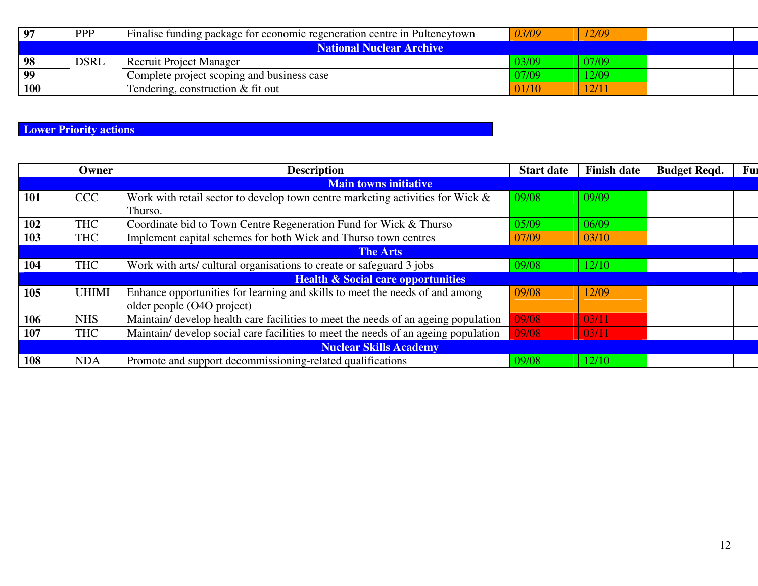| | | | | | | |
|---|---|---|---|---|---|---|
| **97** | PPP | Finalise funding package for economic regeneration centre in Pulteneytown | *03/09* | *12/09* | | |
| | | **National Nuclear Archive** | | | | |
| **98** | DSRL | Recruit Project Manager | 03/09 | 07/09 | | |
| **99** | | Complete project scoping and business case | 07/09 | 12/09 | | |
| **100** | | Tendering, construction & fit out | 01/10 | 12/11 | | |

**Lower Priority actions**

| | Owner | Description | Start date | Finish date | Budget Reqd. | Fu |
|---|---|---|---|---|---|---|
| | | **Main towns initiative** | | | | |
| **101** | CCC | Work with retail sector to develop town centre marketing activities for Wick & Thurso. | 09/08 | 09/09 | | |
| **102** | THC | Coordinate bid to Town Centre Regeneration Fund for Wick & Thurso | 05/09 | 06/09 | | |
| **103** | THC | Implement capital schemes for both Wick and Thurso town centres | 07/09 | 03/10 | | |
| | | **The Arts** | | | | |
| **104** | THC | Work with arts/ cultural organisations to create or safeguard 3 jobs | 09/08 | 12/10 | | |
| | | **Health & Social care opportunities** | | | | |
| **105** | UHIMI | Enhance opportunities for learning and skills to meet the needs of and among older people (O4O project) | 09/08 | 12/09 | | |
| **106** | NHS | Maintain/ develop health care facilities to meet the needs of an ageing population | 09/08 | 03/11 | | |
| **107** | THC | Maintain/ develop social care facilities to meet the needs of an ageing population | 09/08 | 03/11 | | |
| | | **Nuclear Skills Academy** | | | | |
| **108** | NDA | Promote and support decommissioning-related qualifications | 09/08 | 12/10 | | |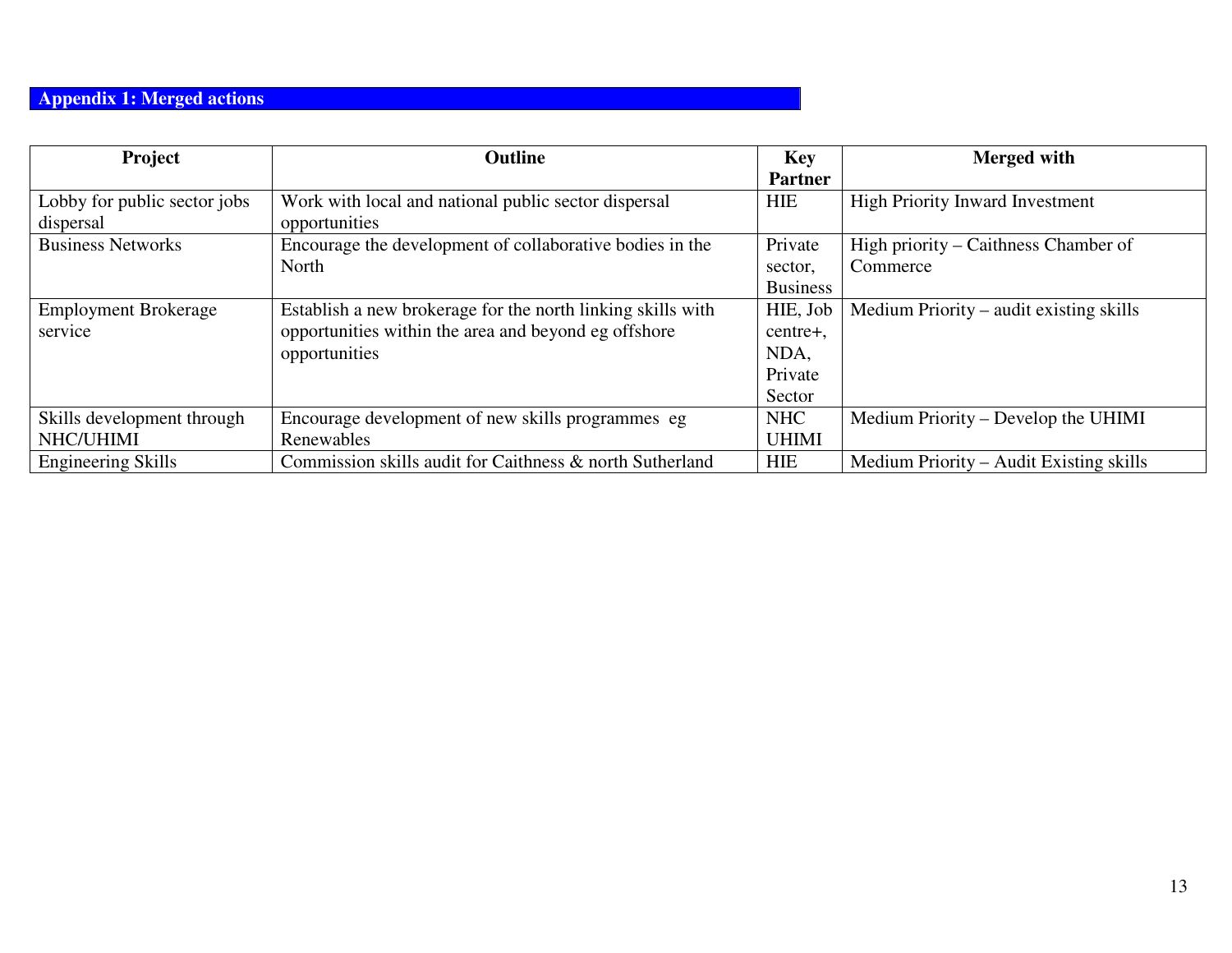## Appendix 1: Merged actions

| Project | Outline | Key Partner | Merged with |
|---|---|---|---|
| Lobby for public sector jobs dispersal | Work with local and national public sector dispersal opportunities | HIE | High Priority Inward Investment |
| Business Networks | Encourage the development of collaborative bodies in the North | Private sector, Business | High priority – Caithness Chamber of Commerce |
| Employment Brokerage service | Establish a new brokerage for the north linking skills with opportunities within the area and beyond eg offshore opportunities | HIE, Job centre+, NDA, Private Sector | Medium Priority – audit existing skills |
| Skills development through NHC/UHIMI | Encourage development of new skills programmes eg Renewables | NHC UHIMI | Medium Priority – Develop the UHIMI |
| Engineering Skills | Commission skills audit for Caithness & north Sutherland | HIE | Medium Priority – Audit Existing skills |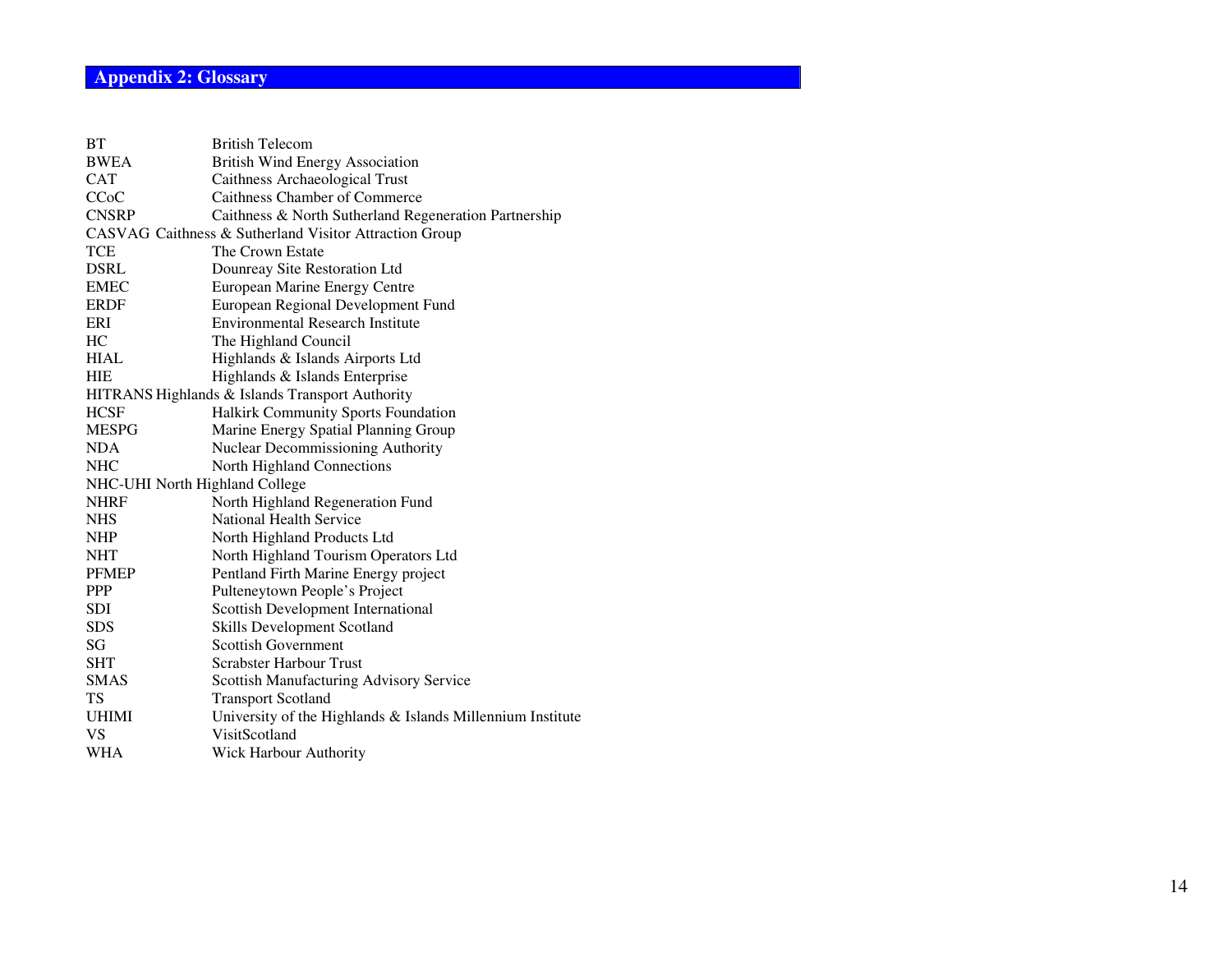## Appendix 2: Glossary

| | |
|---|---|
| BT | British Telecom |
| BWEA | British Wind Energy Association |
| CAT | Caithness Archaeological Trust |
| CCoC | Caithness Chamber of Commerce |
| CNSRP | Caithness & North Sutherland Regeneration Partnership |
| CASVAG | Caithness & Sutherland Visitor Attraction Group |
| TCE | The Crown Estate |
| DSRL | Dounreay Site Restoration Ltd |
| EMEC | European Marine Energy Centre |
| ERDF | European Regional Development Fund |
| ERI | Environmental Research Institute |
| HC | The Highland Council |
| HIAL | Highlands & Islands Airports Ltd |
| HIE | Highlands & Islands Enterprise |
| HITRANS | Highlands & Islands Transport Authority |
| HCSF | Halkirk Community Sports Foundation |
| MESPG | Marine Energy Spatial Planning Group |
| NDA | Nuclear Decommissioning Authority |
| NHC | North Highland Connections |
| NHC-UHI | North Highland College |
| NHRF | North Highland Regeneration Fund |
| NHS | National Health Service |
| NHP | North Highland Products Ltd |
| NHT | North Highland Tourism Operators Ltd |
| PFMEP | Pentland Firth Marine Energy project |
| PPP | Pulteneytown People's Project |
| SDI | Scottish Development International |
| SDS | Skills Development Scotland |
| SG | Scottish Government |
| SHT | Scrabster Harbour Trust |
| SMAS | Scottish Manufacturing Advisory Service |
| TS | Transport Scotland |
| UHIMI | University of the Highlands & Islands Millennium Institute |
| VS | VisitScotland |
| WHA | Wick Harbour Authority |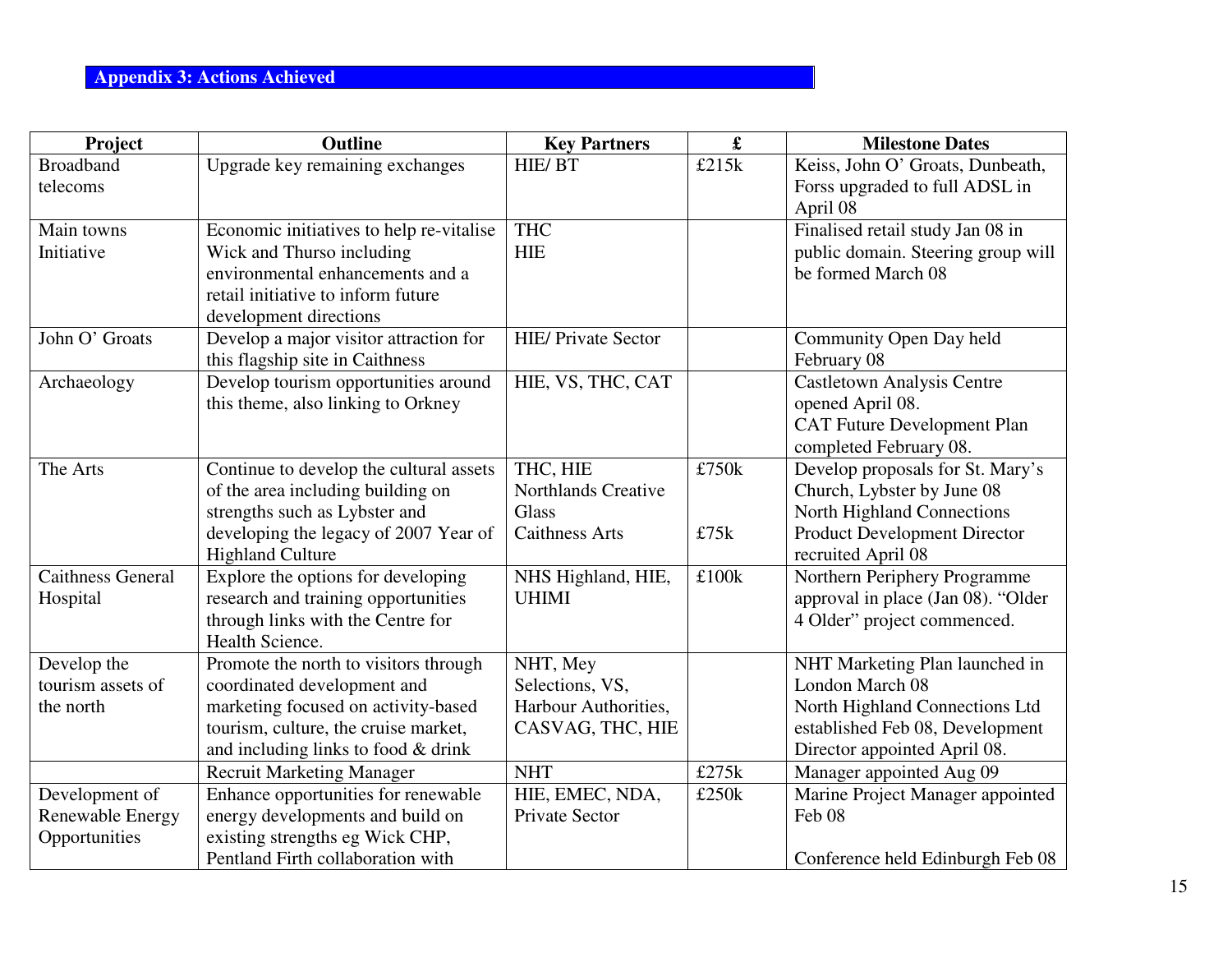## Appendix 3: Actions Achieved

| Project | Outline | Key Partners | £ | Milestone Dates |
|---|---|---|---|---|
| Broadband telecoms | Upgrade key remaining exchanges | HIE/ BT | £215k | Keiss, John O' Groats, Dunbeath, Forss upgraded to full ADSL in April 08 |
| Main towns Initiative | Economic initiatives to help re-vitalise Wick and Thurso including environmental enhancements and a retail initiative to inform future development directions | THC<br>HIE | | Finalised retail study Jan 08 in public domain. Steering group will be formed March 08 |
| John O' Groats | Develop a major visitor attraction for this flagship site in Caithness | HIE/ Private Sector | | Community Open Day held February 08 |
| Archaeology | Develop tourism opportunities around this theme, also linking to Orkney | HIE, VS, THC, CAT | | Castletown Analysis Centre opened April 08.<br>CAT Future Development Plan completed February 08. |
| The Arts | Continue to develop the cultural assets of the area including building on strengths such as Lybster and developing the legacy of 2007 Year of Highland Culture | THC, HIE<br>Northlands Creative Glass<br>Caithness Arts | £750k<br><br>£75k | Develop proposals for St. Mary's Church, Lybster by June 08<br>North Highland Connections Product Development Director recruited April 08 |
| Caithness General Hospital | Explore the options for developing research and training opportunities through links with the Centre for Health Science. | NHS Highland, HIE, UHIMI | £100k | Northern Periphery Programme approval in place (Jan 08). "Older 4 Older" project commenced. |
| Develop the tourism assets of the north | Promote the north to visitors through coordinated development and marketing focused on activity-based tourism, culture, the cruise market, and including links to food & drink | NHT, Mey Selections, VS, Harbour Authorities, CASVAG, THC, HIE | | NHT Marketing Plan launched in London March 08<br>North Highland Connections Ltd established Feb 08, Development Director appointed April 08. |
| | Recruit Marketing Manager | NHT | £275k | Manager appointed Aug 09 |
| Development of Renewable Energy Opportunities | Enhance opportunities for renewable energy developments and build on existing strengths eg Wick CHP, Pentland Firth collaboration with | HIE, EMEC, NDA, Private Sector | £250k | Marine Project Manager appointed Feb 08<br><br>Conference held Edinburgh Feb 08 |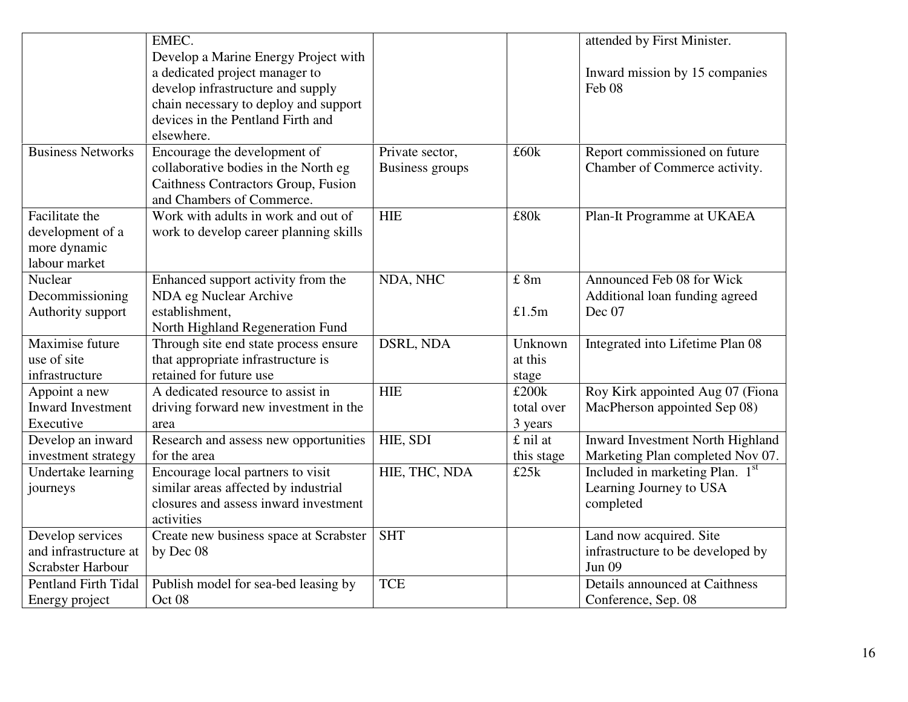| | | | | |
|---|---|---|---|---|
| | EMEC.<br>Develop a Marine Energy Project with a dedicated project manager to develop infrastructure and supply chain necessary to deploy and support devices in the Pentland Firth and elsewhere. | | | attended by First Minister.<br><br>Inward mission by 15 companies Feb 08 |
| Business Networks | Encourage the development of collaborative bodies in the North eg Caithness Contractors Group, Fusion and Chambers of Commerce. | Private sector, Business groups | £60k | Report commissioned on future Chamber of Commerce activity. |
| Facilitate the development of a more dynamic labour market | Work with adults in work and out of work to develop career planning skills | HIE | £80k | Plan-It Programme at UKAEA |
| Nuclear Decommissioning Authority support | Enhanced support activity from the NDA eg Nuclear Archive establishment,<br>North Highland Regeneration Fund | NDA, NHC | £ 8m<br><br>£1.5m | Announced Feb 08 for Wick<br>Additional loan funding agreed Dec 07 |
| Maximise future use of site infrastructure | Through site end state process ensure that appropriate infrastructure is retained for future use | DSRL, NDA | Unknown at this stage | Integrated into Lifetime Plan 08 |
| Appoint a new Inward Investment Executive | A dedicated resource to assist in driving forward new investment in the area | HIE | £200k total over 3 years | Roy Kirk appointed Aug 07 (Fiona MacPherson appointed Sep 08) |
| Develop an inward investment strategy | Research and assess new opportunities for the area | HIE, SDI | £ nil at this stage | Inward Investment North Highland Marketing Plan completed Nov 07. |
| Undertake learning journeys | Encourage local partners to visit similar areas affected by industrial closures and assess inward investment activities | HIE, THC, NDA | £25k | Included in marketing Plan. 1st Learning Journey to USA completed |
| Develop services and infrastructure at Scrabster Harbour | Create new business space at Scrabster by Dec 08 | SHT | | Land now acquired. Site infrastructure to be developed by Jun 09 |
| Pentland Firth Tidal Energy project | Publish model for sea-bed leasing by Oct 08 | TCE | | Details announced at Caithness Conference, Sep. 08 |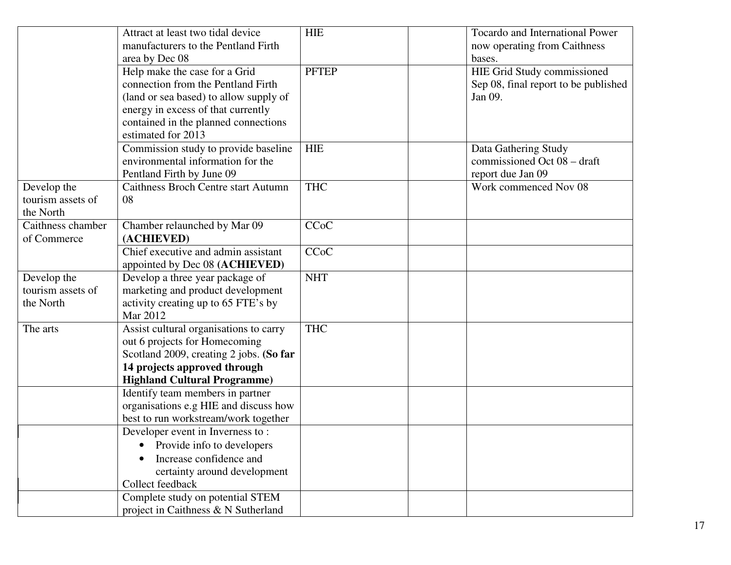| | | | | |
|---|---|---|---|---|
| | Attract at least two tidal device manufacturers to the Pentland Firth area by Dec 08 | HIE | | Tocardo and International Power now operating from Caithness bases. |
| | Help make the case for a Grid connection from the Pentland Firth (land or sea based) to allow supply of energy in excess of that currently contained in the planned connections estimated for 2013 | PFTEP | | HIE Grid Study commissioned Sep 08, final report to be published Jan 09. |
| | Commission study to provide baseline environmental information for the Pentland Firth by June 09 | HIE | | Data Gathering Study commissioned Oct 08 – draft report due Jan 09 |
| Develop the tourism assets of the North | Caithness Broch Centre start Autumn 08 | THC | | Work commenced Nov 08 |
| Caithness chamber of Commerce | Chamber relaunched by Mar 09 **(ACHIEVED)** | CCoC | | |
| | Chief executive and admin assistant appointed by Dec 08 **(ACHIEVED)** | CCoC | | |
| Develop the tourism assets of the North | Develop a three year package of marketing and product development activity creating up to 65 FTE's by Mar 2012 | NHT | | |
| The arts | Assist cultural organisations to carry out 6 projects for Homecoming Scotland 2009, creating 2 jobs. **(So far 14 projects approved through Highland Cultural Programme)** | THC | | |
| | Identify team members in partner organisations e.g HIE and discuss how best to run workstream/work together | | | |
| | Developer event in Inverness to : <br>• Provide info to developers <br>• Increase confidence and certainty around development <br>Collect feedback | | | |
| | Complete study on potential STEM project in Caithness & N Sutherland | | | |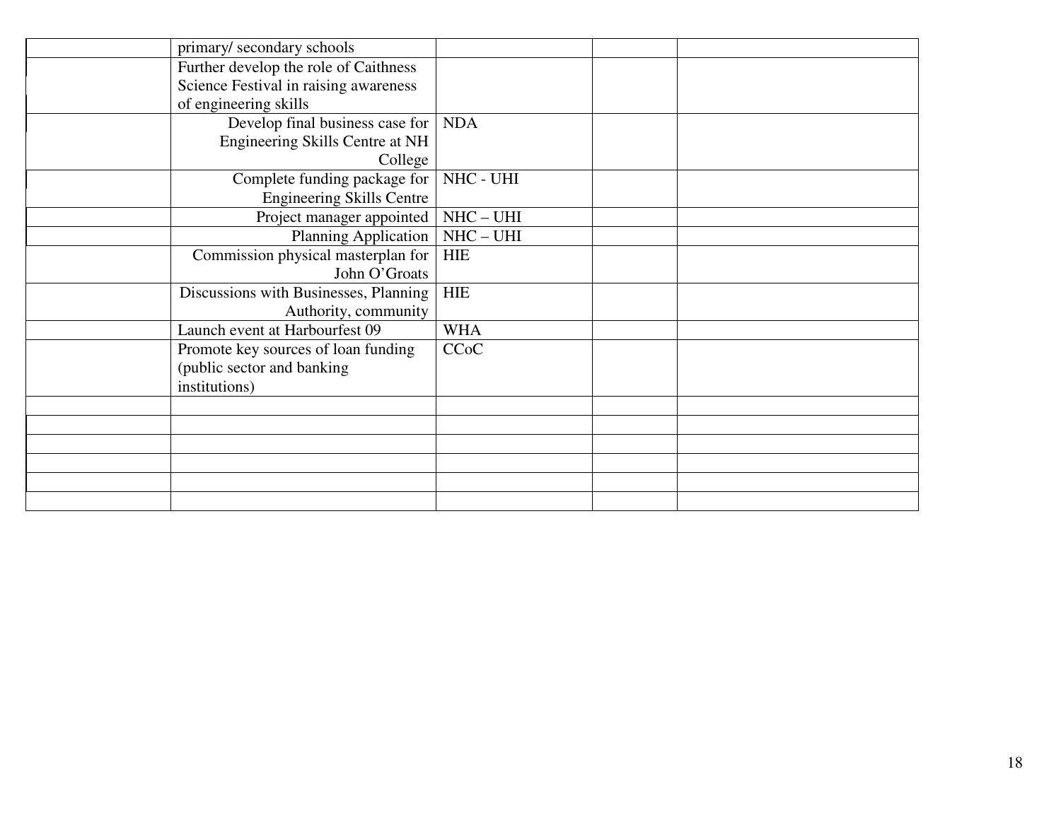| | | | | |
|---|---|---|---|---|
| | primary/ secondary schools | | | |
| | Further develop the role of Caithness Science Festival in raising awareness of engineering skills | | | |
| | Develop final business case for Engineering Skills Centre at NH College | NDA | | |
| | Complete funding package for Engineering Skills Centre | NHC - UHI | | |
| | Project manager appointed | NHC – UHI | | |
| | Planning Application | NHC – UHI | | |
| | Commission physical masterplan for John O'Groats | HIE | | |
| | Discussions with Businesses, Planning Authority, community | HIE | | |
| | Launch event at Harbourfest 09 | WHA | | |
| | Promote key sources of loan funding (public sector and banking institutions) | CCoC | | |
| | | | | |
| | | | | |
| | | | | |
| | | | | |
| | | | | |
| | | | | |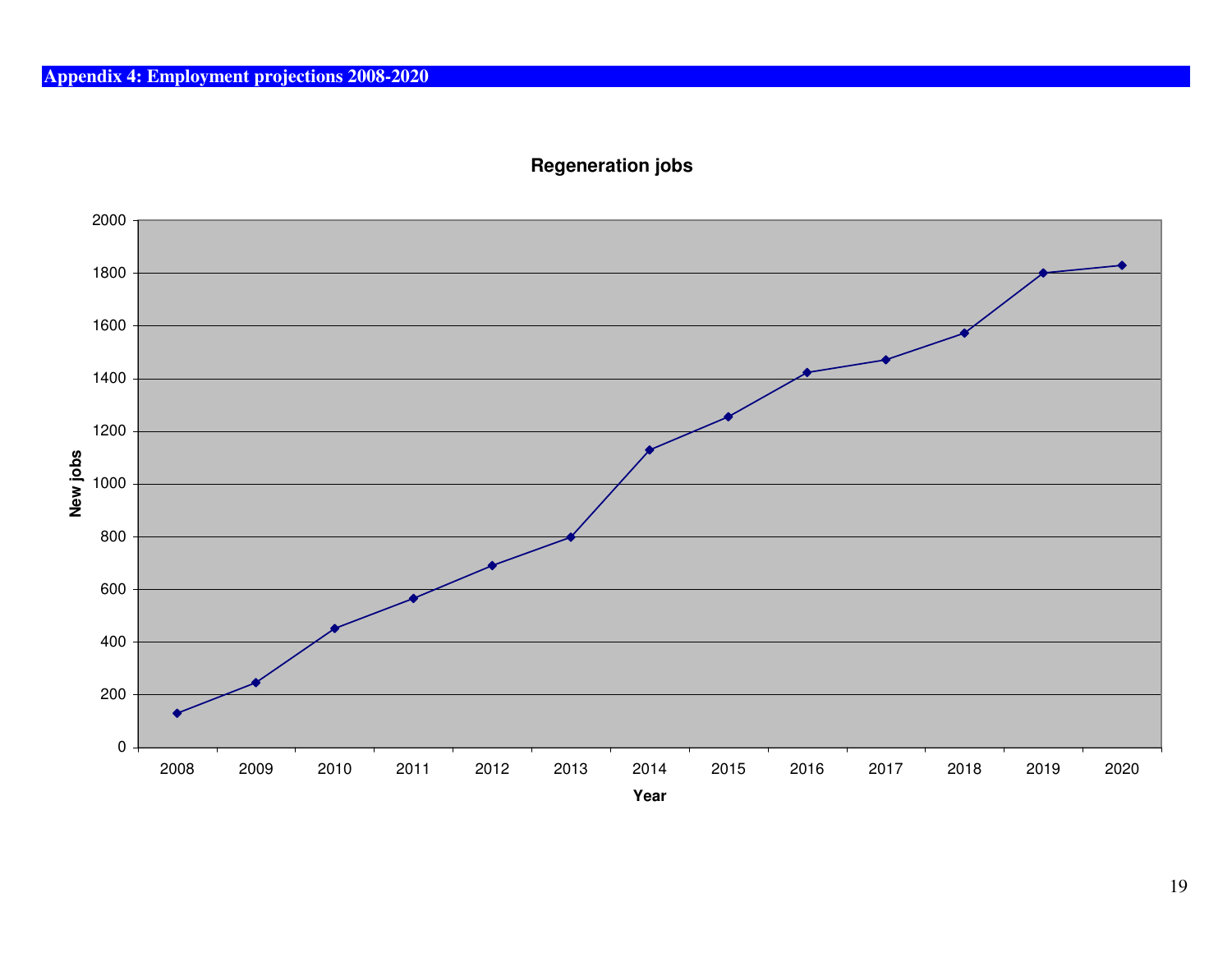## Appendix 4: Employment projections 2008-2020

Regeneration jobs

New jobs

2000
1800
1600
1400
1200
1000
800
600
400
200
0

2008 2009 2010 2011 2012 2013 2014 2015 2016 2017 2018 2019 2020

Year